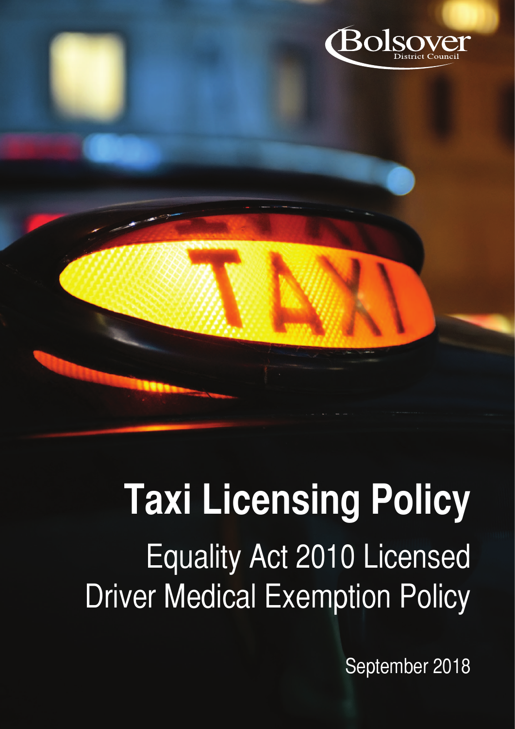Bolsover District Council

# Taxi Licensing Policy

## Equality Act 2010 Licensed Driver Medical Exemption Policy

September 2018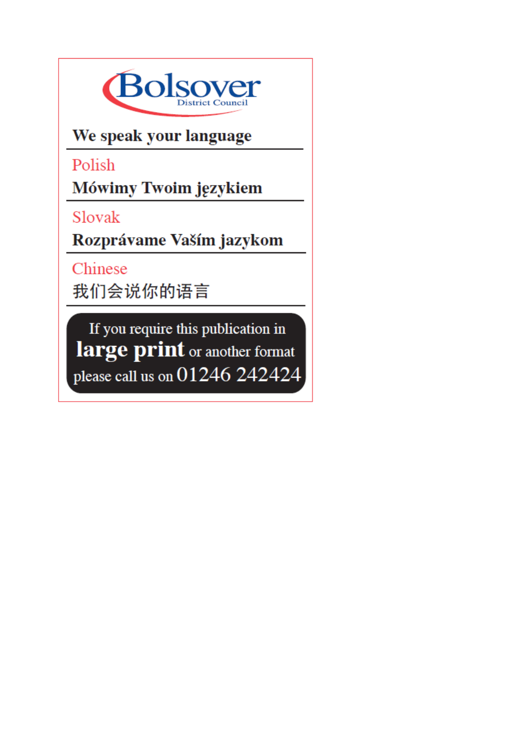**Bolsover**
District Council

**We speak your language**

Polish

**Mówimy Twoim językiem**

Slovak

**Rozprávame Vaším jazykom**

Chinese

我们会说你的语言

If you require this publication in **large print** or another format please call us on 01246 242424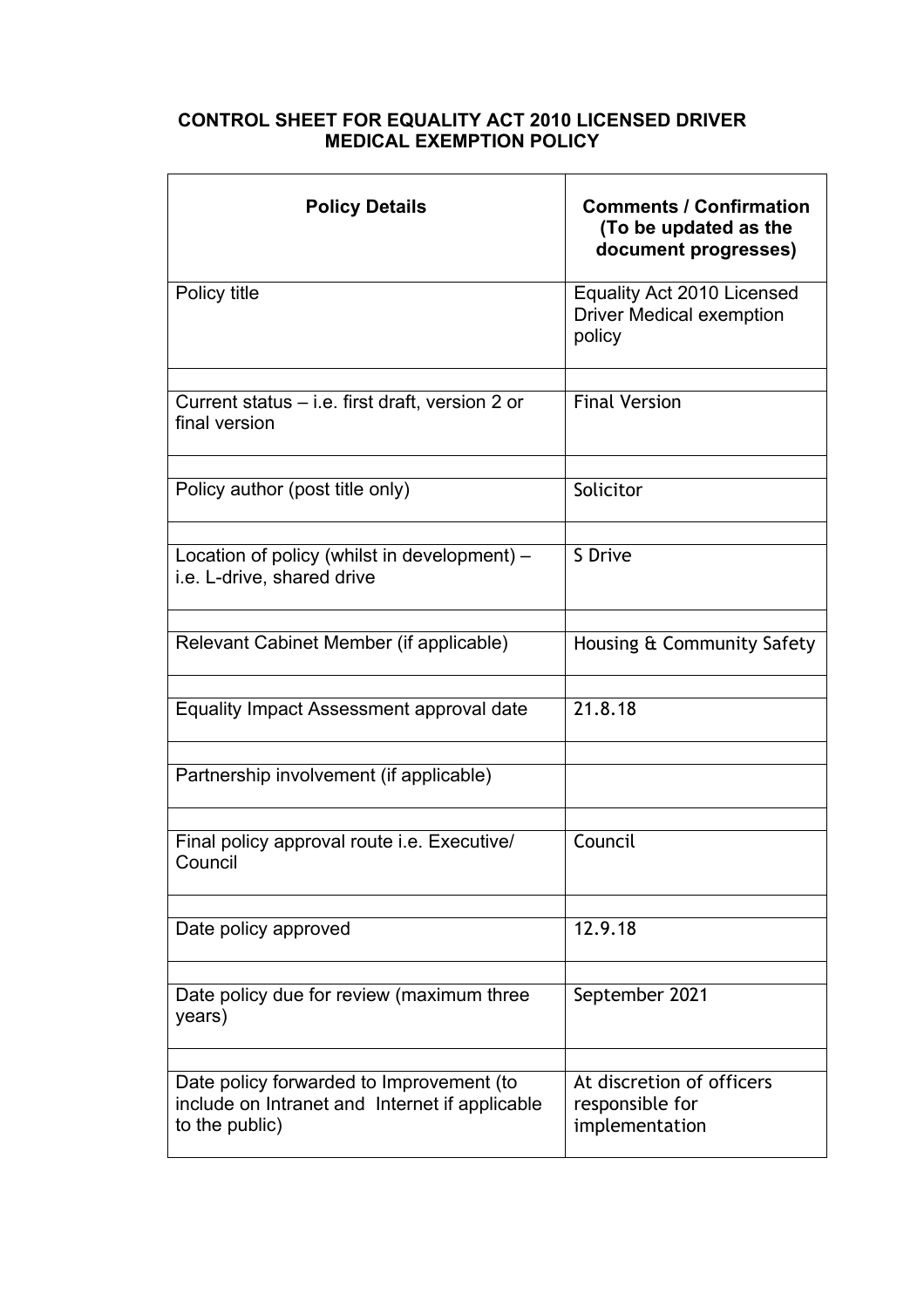## CONTROL SHEET FOR EQUALITY ACT 2010 LICENSED DRIVER MEDICAL EXEMPTION POLICY

| Policy Details | Comments / Confirmation (To be updated as the document progresses) |
|---|---|
| Policy title | Equality Act 2010 Licensed Driver Medical exemption policy |
| | |
| Current status – i.e. first draft, version 2 or final version | Final Version |
| | |
| Policy author (post title only) | Solicitor |
| | |
| Location of policy (whilst in development) – i.e. L-drive, shared drive | S Drive |
| | |
| Relevant Cabinet Member (if applicable) | Housing & Community Safety |
| | |
| Equality Impact Assessment approval date | 21.8.18 |
| | |
| Partnership involvement (if applicable) | |
| | |
| Final policy approval route i.e. Executive/ Council | Council |
| | |
| Date policy approved | 12.9.18 |
| | |
| Date policy due for review (maximum three years) | September 2021 |
| | |
| Date policy forwarded to Improvement (to include on Intranet and Internet if applicable to the public) | At discretion of officers responsible for implementation |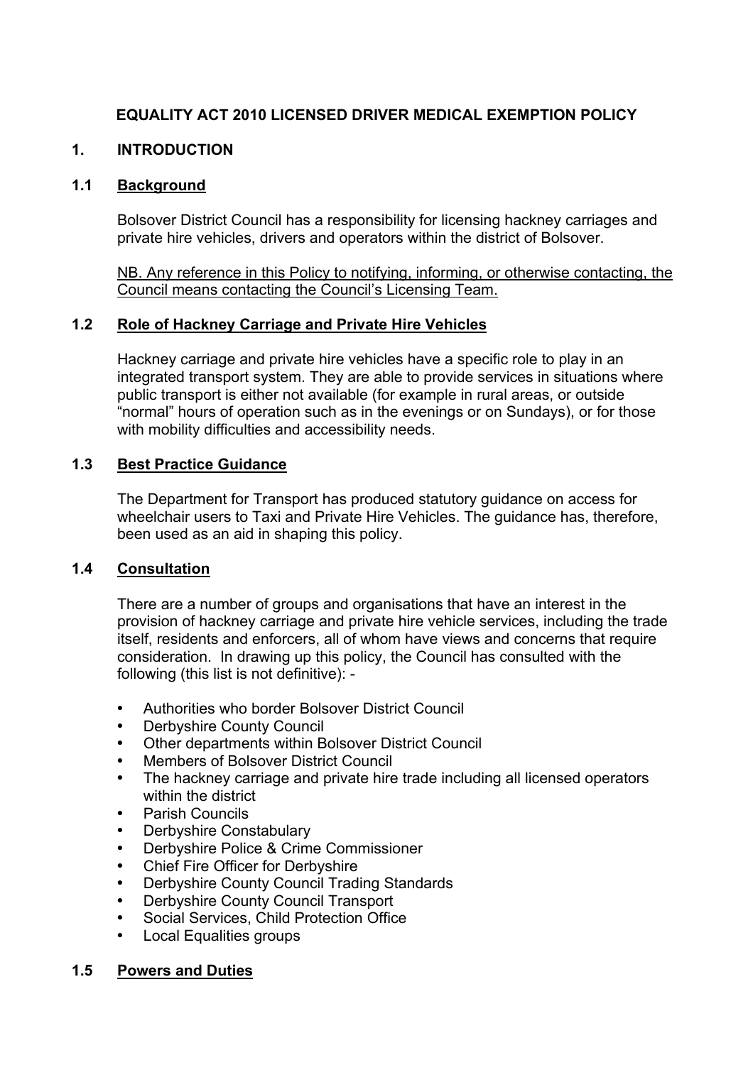# EQUALITY ACT 2010 LICENSED DRIVER MEDICAL EXEMPTION POLICY

## 1. INTRODUCTION

### 1.1 Background

Bolsover District Council has a responsibility for licensing hackney carriages and private hire vehicles, drivers and operators within the district of Bolsover.

<u>NB. Any reference in this Policy to notifying, informing, or otherwise contacting, the Council means contacting the Council's Licensing Team.</u>

### 1.2 Role of Hackney Carriage and Private Hire Vehicles

Hackney carriage and private hire vehicles have a specific role to play in an integrated transport system. They are able to provide services in situations where public transport is either not available (for example in rural areas, or outside "normal" hours of operation such as in the evenings or on Sundays), or for those with mobility difficulties and accessibility needs.

### 1.3 Best Practice Guidance

The Department for Transport has produced statutory guidance on access for wheelchair users to Taxi and Private Hire Vehicles. The guidance has, therefore, been used as an aid in shaping this policy.

### 1.4 Consultation

There are a number of groups and organisations that have an interest in the provision of hackney carriage and private hire vehicle services, including the trade itself, residents and enforcers, all of whom have views and concerns that require consideration. In drawing up this policy, the Council has consulted with the following (this list is not definitive): -

- Authorities who border Bolsover District Council
- Derbyshire County Council
- Other departments within Bolsover District Council
- Members of Bolsover District Council
- The hackney carriage and private hire trade including all licensed operators within the district
- Parish Councils
- Derbyshire Constabulary
- Derbyshire Police & Crime Commissioner
- Chief Fire Officer for Derbyshire
- Derbyshire County Council Trading Standards
- Derbyshire County Council Transport
- Social Services, Child Protection Office
- Local Equalities groups

### 1.5 Powers and Duties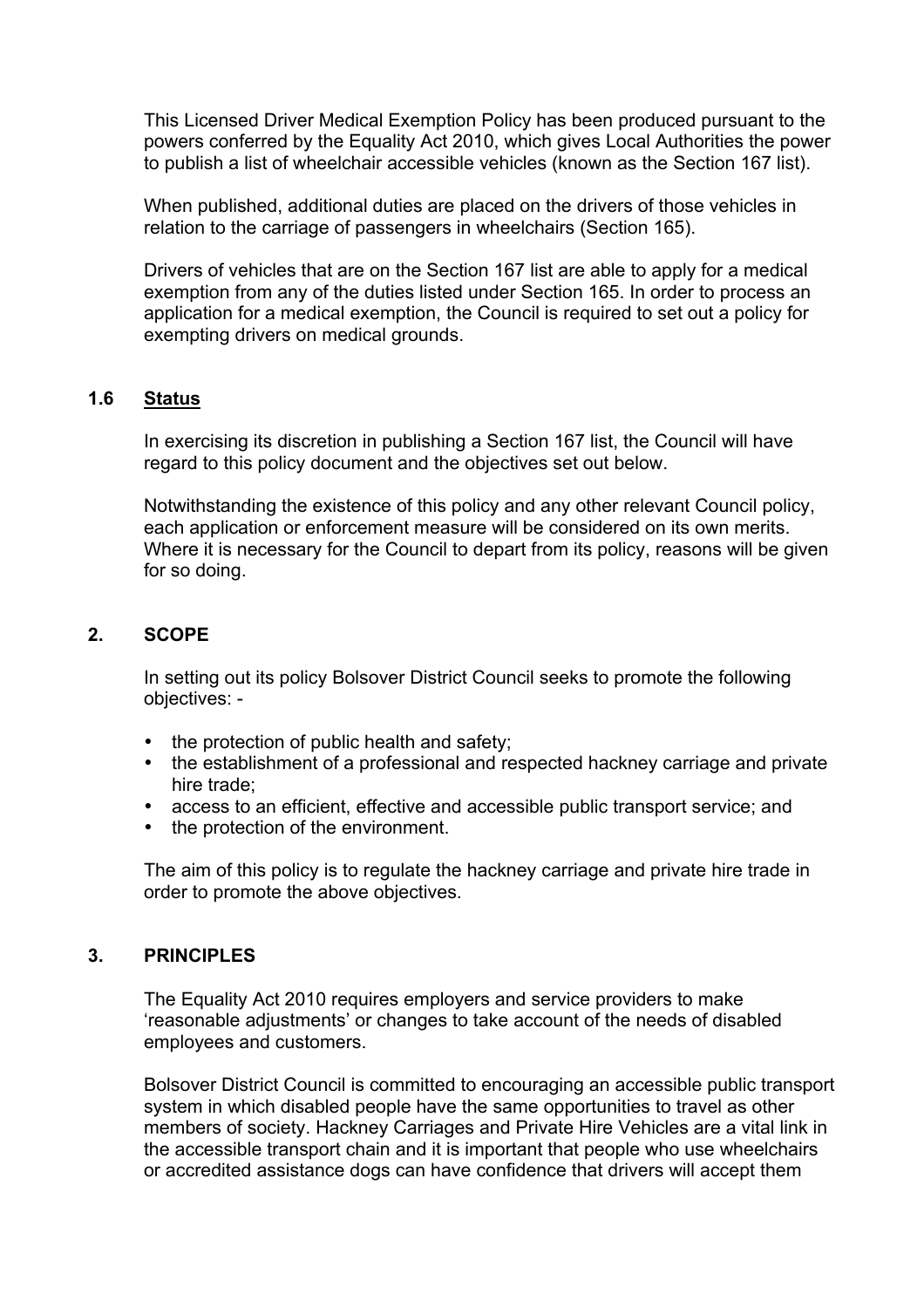This Licensed Driver Medical Exemption Policy has been produced pursuant to the powers conferred by the Equality Act 2010, which gives Local Authorities the power to publish a list of wheelchair accessible vehicles (known as the Section 167 list).

When published, additional duties are placed on the drivers of those vehicles in relation to the carriage of passengers in wheelchairs (Section 165).

Drivers of vehicles that are on the Section 167 list are able to apply for a medical exemption from any of the duties listed under Section 165. In order to process an application for a medical exemption, the Council is required to set out a policy for exempting drivers on medical grounds.

### 1.6 Status

In exercising its discretion in publishing a Section 167 list, the Council will have regard to this policy document and the objectives set out below.

Notwithstanding the existence of this policy and any other relevant Council policy, each application or enforcement measure will be considered on its own merits. Where it is necessary for the Council to depart from its policy, reasons will be given for so doing.

## 2. SCOPE

In setting out its policy Bolsover District Council seeks to promote the following objectives: -

- the protection of public health and safety;
- the establishment of a professional and respected hackney carriage and private hire trade;
- access to an efficient, effective and accessible public transport service; and
- the protection of the environment.

The aim of this policy is to regulate the hackney carriage and private hire trade in order to promote the above objectives.

## 3. PRINCIPLES

The Equality Act 2010 requires employers and service providers to make 'reasonable adjustments' or changes to take account of the needs of disabled employees and customers.

Bolsover District Council is committed to encouraging an accessible public transport system in which disabled people have the same opportunities to travel as other members of society. Hackney Carriages and Private Hire Vehicles are a vital link in the accessible transport chain and it is important that people who use wheelchairs or accredited assistance dogs can have confidence that drivers will accept them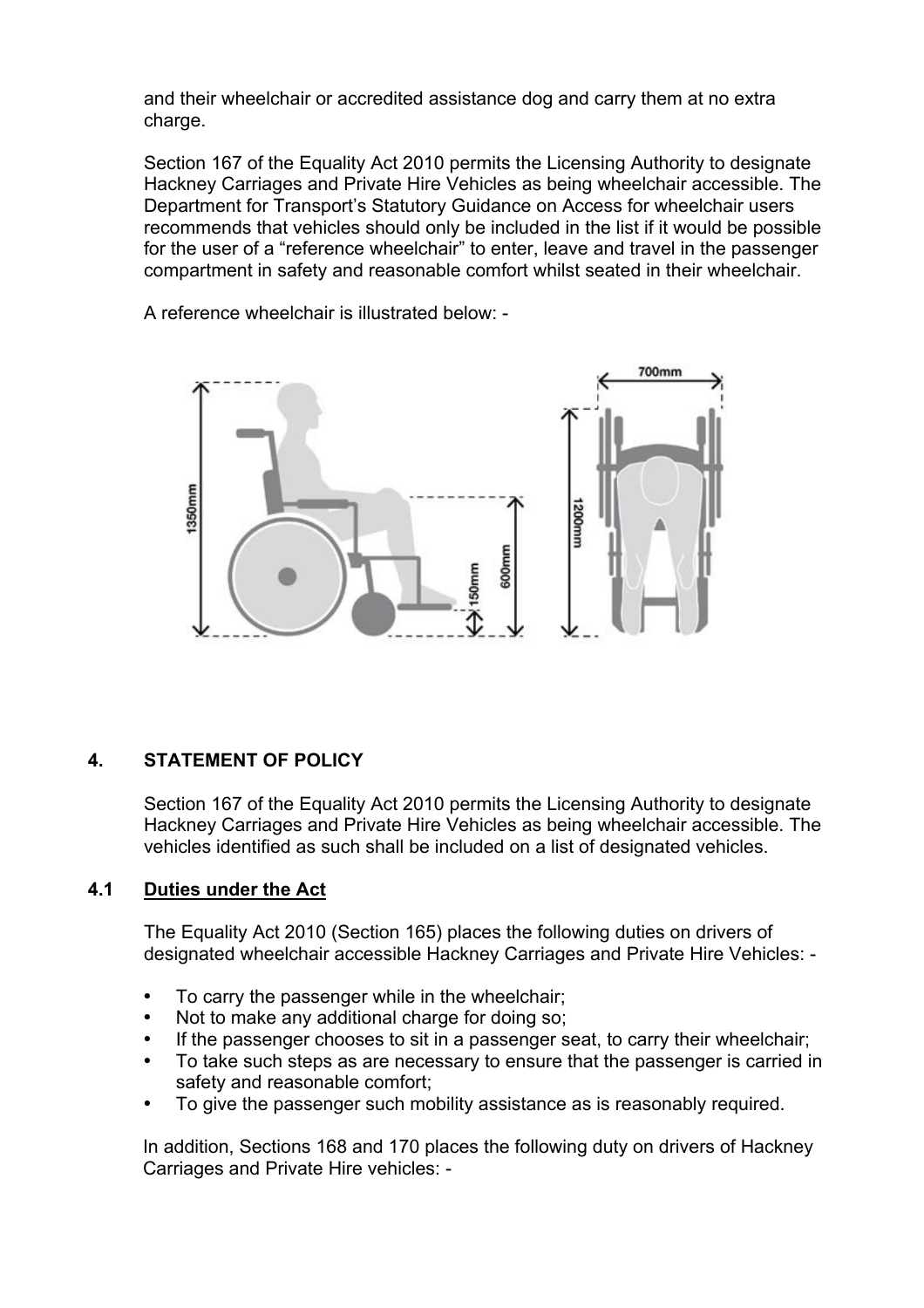and their wheelchair or accredited assistance dog and carry them at no extra charge.

Section 167 of the Equality Act 2010 permits the Licensing Authority to designate Hackney Carriages and Private Hire Vehicles as being wheelchair accessible. The Department for Transport's Statutory Guidance on Access for wheelchair users recommends that vehicles should only be included in the list if it would be possible for the user of a "reference wheelchair" to enter, leave and travel in the passenger compartment in safety and reasonable comfort whilst seated in their wheelchair.

A reference wheelchair is illustrated below: -

## 4. STATEMENT OF POLICY

Section 167 of the Equality Act 2010 permits the Licensing Authority to designate Hackney Carriages and Private Hire Vehicles as being wheelchair accessible. The vehicles identified as such shall be included on a list of designated vehicles.

### 4.1 Duties under the Act

The Equality Act 2010 (Section 165) places the following duties on drivers of designated wheelchair accessible Hackney Carriages and Private Hire Vehicles: -

- To carry the passenger while in the wheelchair;
- Not to make any additional charge for doing so;
- If the passenger chooses to sit in a passenger seat, to carry their wheelchair;
- To take such steps as are necessary to ensure that the passenger is carried in safety and reasonable comfort;
- To give the passenger such mobility assistance as is reasonably required.

In addition, Sections 168 and 170 places the following duty on drivers of Hackney Carriages and Private Hire vehicles: -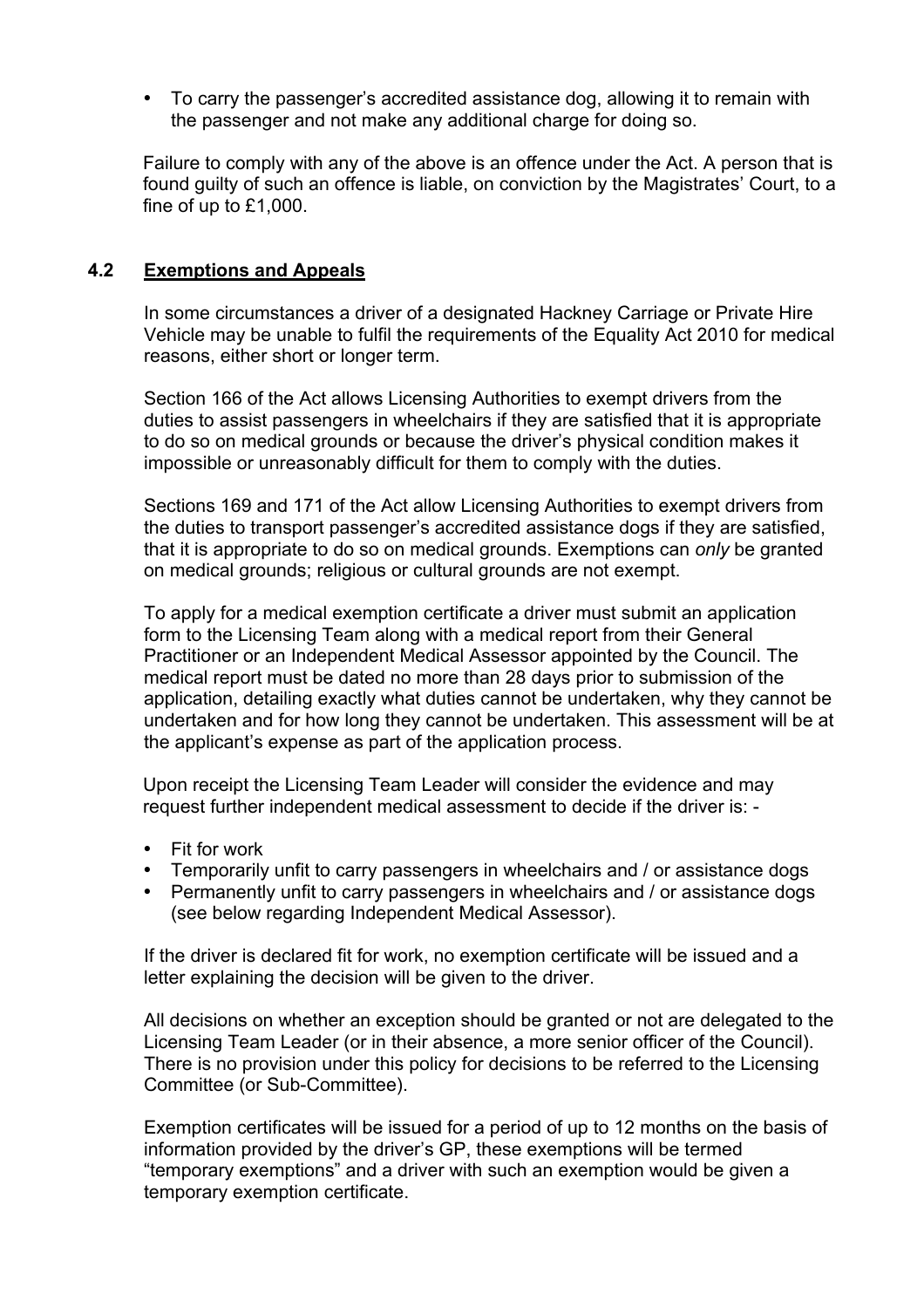- To carry the passenger's accredited assistance dog, allowing it to remain with the passenger and not make any additional charge for doing so.

Failure to comply with any of the above is an offence under the Act. A person that is found guilty of such an offence is liable, on conviction by the Magistrates' Court, to a fine of up to £1,000.

## 4.2 Exemptions and Appeals

In some circumstances a driver of a designated Hackney Carriage or Private Hire Vehicle may be unable to fulfil the requirements of the Equality Act 2010 for medical reasons, either short or longer term.

Section 166 of the Act allows Licensing Authorities to exempt drivers from the duties to assist passengers in wheelchairs if they are satisfied that it is appropriate to do so on medical grounds or because the driver's physical condition makes it impossible or unreasonably difficult for them to comply with the duties.

Sections 169 and 171 of the Act allow Licensing Authorities to exempt drivers from the duties to transport passenger's accredited assistance dogs if they are satisfied, that it is appropriate to do so on medical grounds. Exemptions can *only* be granted on medical grounds; religious or cultural grounds are not exempt.

To apply for a medical exemption certificate a driver must submit an application form to the Licensing Team along with a medical report from their General Practitioner or an Independent Medical Assessor appointed by the Council. The medical report must be dated no more than 28 days prior to submission of the application, detailing exactly what duties cannot be undertaken, why they cannot be undertaken and for how long they cannot be undertaken. This assessment will be at the applicant's expense as part of the application process.

Upon receipt the Licensing Team Leader will consider the evidence and may request further independent medical assessment to decide if the driver is: -

- Fit for work
- Temporarily unfit to carry passengers in wheelchairs and / or assistance dogs
- Permanently unfit to carry passengers in wheelchairs and / or assistance dogs (see below regarding Independent Medical Assessor).

If the driver is declared fit for work, no exemption certificate will be issued and a letter explaining the decision will be given to the driver.

All decisions on whether an exception should be granted or not are delegated to the Licensing Team Leader (or in their absence, a more senior officer of the Council). There is no provision under this policy for decisions to be referred to the Licensing Committee (or Sub-Committee).

Exemption certificates will be issued for a period of up to 12 months on the basis of information provided by the driver's GP, these exemptions will be termed "temporary exemptions" and a driver with such an exemption would be given a temporary exemption certificate.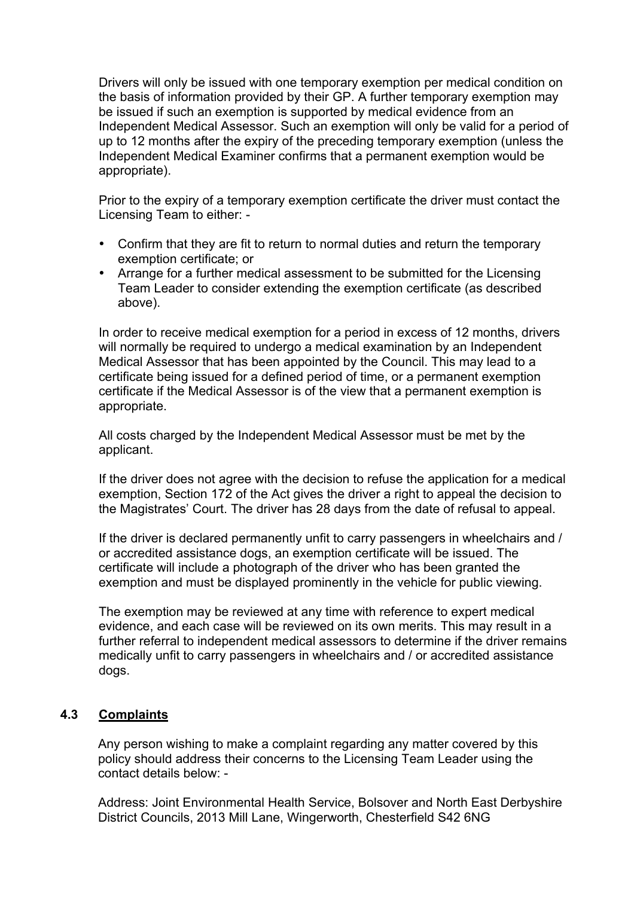Drivers will only be issued with one temporary exemption per medical condition on the basis of information provided by their GP. A further temporary exemption may be issued if such an exemption is supported by medical evidence from an Independent Medical Assessor. Such an exemption will only be valid for a period of up to 12 months after the expiry of the preceding temporary exemption (unless the Independent Medical Examiner confirms that a permanent exemption would be appropriate).

Prior to the expiry of a temporary exemption certificate the driver must contact the Licensing Team to either: -

- Confirm that they are fit to return to normal duties and return the temporary exemption certificate; or
- Arrange for a further medical assessment to be submitted for the Licensing Team Leader to consider extending the exemption certificate (as described above).

In order to receive medical exemption for a period in excess of 12 months, drivers will normally be required to undergo a medical examination by an Independent Medical Assessor that has been appointed by the Council. This may lead to a certificate being issued for a defined period of time, or a permanent exemption certificate if the Medical Assessor is of the view that a permanent exemption is appropriate.

All costs charged by the Independent Medical Assessor must be met by the applicant.

If the driver does not agree with the decision to refuse the application for a medical exemption, Section 172 of the Act gives the driver a right to appeal the decision to the Magistrates' Court. The driver has 28 days from the date of refusal to appeal.

If the driver is declared permanently unfit to carry passengers in wheelchairs and / or accredited assistance dogs, an exemption certificate will be issued. The certificate will include a photograph of the driver who has been granted the exemption and must be displayed prominently in the vehicle for public viewing.

The exemption may be reviewed at any time with reference to expert medical evidence, and each case will be reviewed on its own merits. This may result in a further referral to independent medical assessors to determine if the driver remains medically unfit to carry passengers in wheelchairs and / or accredited assistance dogs.

## 4.3 Complaints

Any person wishing to make a complaint regarding any matter covered by this policy should address their concerns to the Licensing Team Leader using the contact details below: -

Address: Joint Environmental Health Service, Bolsover and North East Derbyshire District Councils, 2013 Mill Lane, Wingerworth, Chesterfield S42 6NG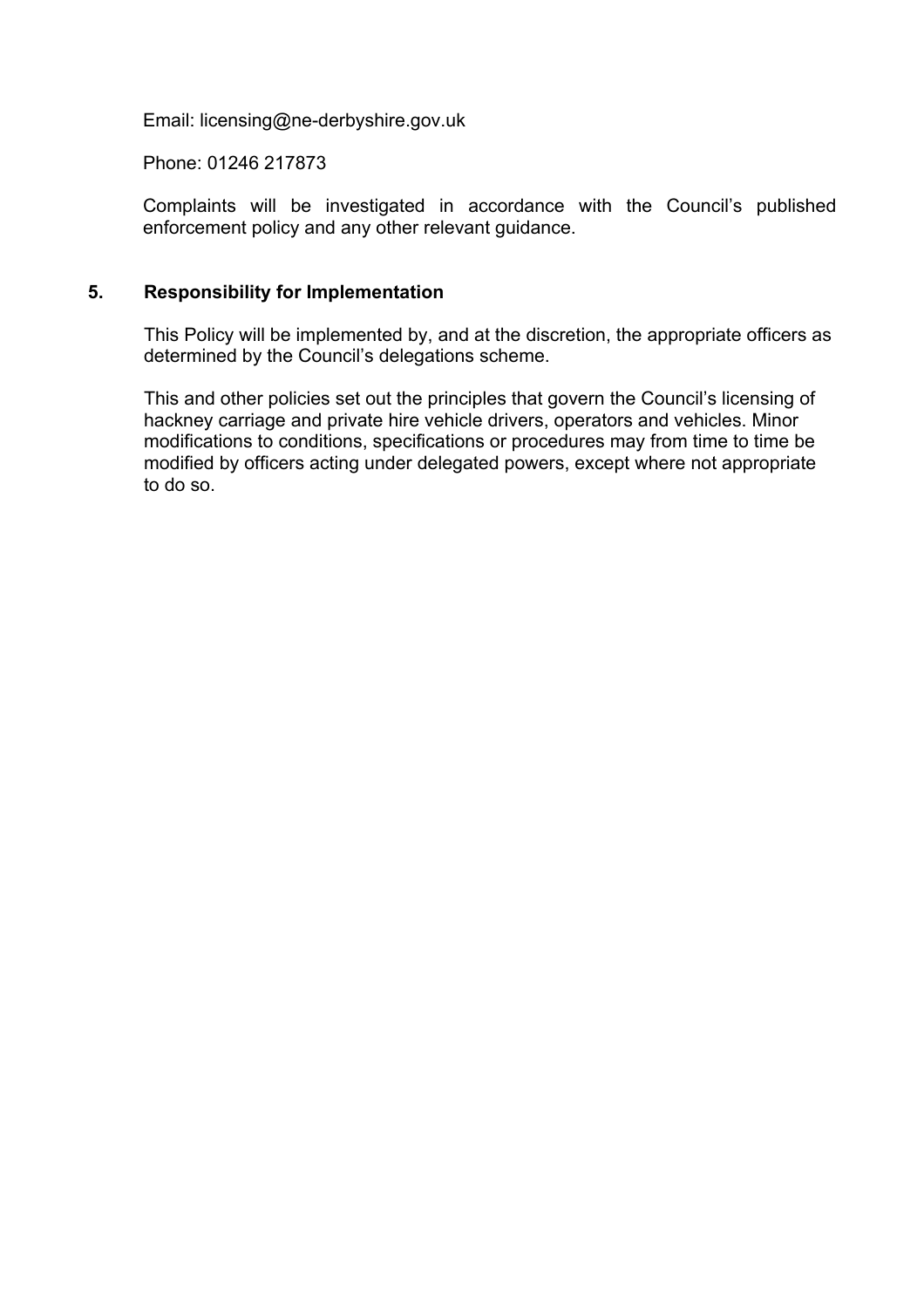Email: licensing@ne-derbyshire.gov.uk

Phone: 01246 217873

Complaints will be investigated in accordance with the Council's published enforcement policy and any other relevant guidance.

## 5. Responsibility for Implementation

This Policy will be implemented by, and at the discretion, the appropriate officers as determined by the Council's delegations scheme.

This and other policies set out the principles that govern the Council's licensing of hackney carriage and private hire vehicle drivers, operators and vehicles. Minor modifications to conditions, specifications or procedures may from time to time be modified by officers acting under delegated powers, except where not appropriate to do so.